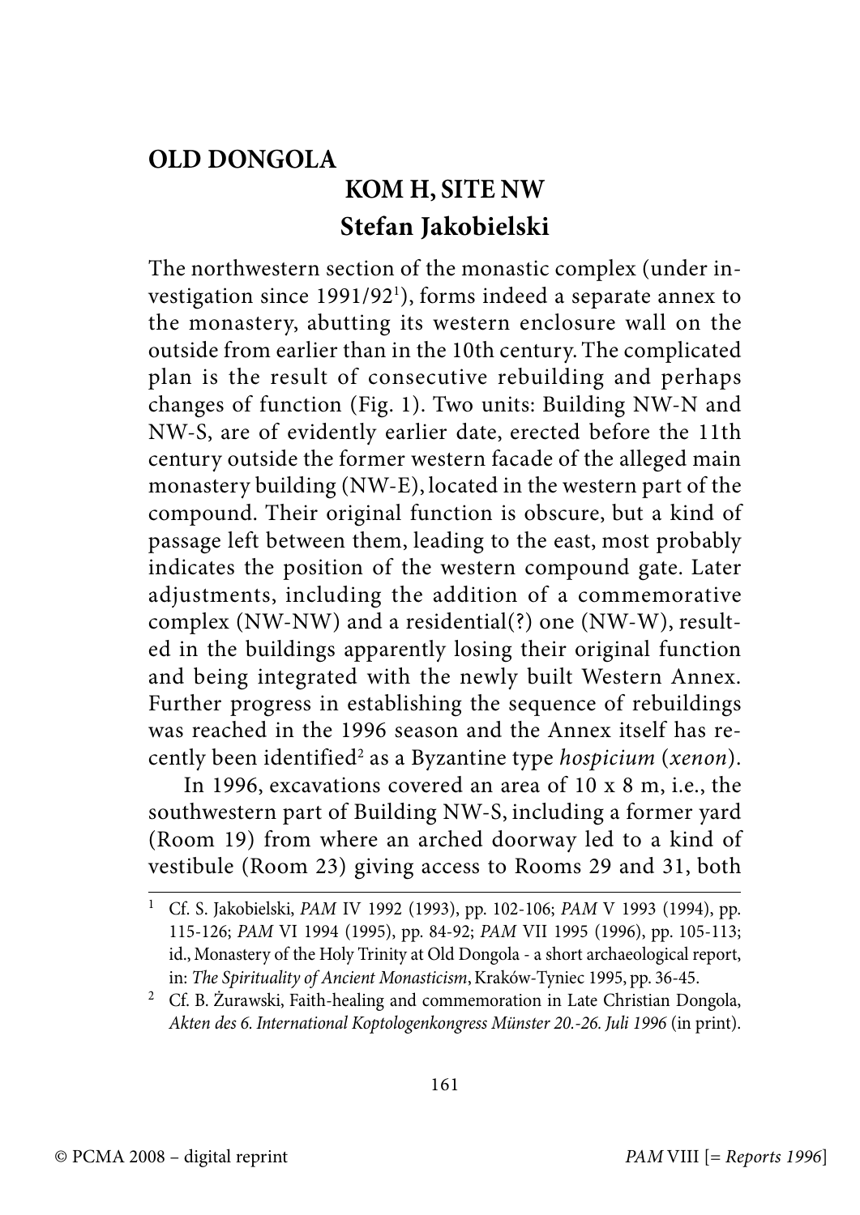# OLD DONGOLA

## KOM H, SITE NW

### Stefan Jakobielski

The northwestern section of the monastic complex (under investigation since 1991/92[1]), forms indeed a separate annex to the monastery, abutting its western enclosure wall on the outside from earlier than in the 10th century. The complicated plan is the result of consecutive rebuilding and perhaps changes of function (Fig. 1). Two units: Building NW-N and NW-S, are of evidently earlier date, erected before the 11th century outside the former western facade of the alleged main monastery building (NW-E), located in the western part of the compound. Their original function is obscure, but a kind of passage left between them, leading to the east, most probably indicates the position of the western compound gate. Later adjustments, including the addition of a commemorative complex (NW-NW) and a residential(?) one (NW-W), resulted in the buildings apparently losing their original function and being integrated with the newly built Western Annex. Further progress in establishing the sequence of rebuildings was reached in the 1996 season and the Annex itself has recently been identified[2] as a Byzantine type *hospicium* (*xenon*).

In 1996, excavations covered an area of 10 x 8 m, i.e., the southwestern part of Building NW-S, including a former yard (Room 19) from where an arched doorway led to a kind of vestibule (Room 23) giving access to Rooms 29 and 31, both

---

[1] Cf. S. Jakobielski, *PAM* IV 1992 (1993), pp. 102-106; *PAM* V 1993 (1994), pp. 115-126; *PAM* VI 1994 (1995), pp. 84-92; *PAM* VII 1995 (1996), pp. 105-113; id., Monastery of the Holy Trinity at Old Dongola - a short archaeological report, in: *The Spirituality of Ancient Monasticism*, Kraków-Tyniec 1995, pp. 36-45.

[2] Cf. B. Żurawski, Faith-healing and commemoration in Late Christian Dongola, *Akten des 6. International Koptologenkongress Münster 20.-26. Juli 1996* (in print).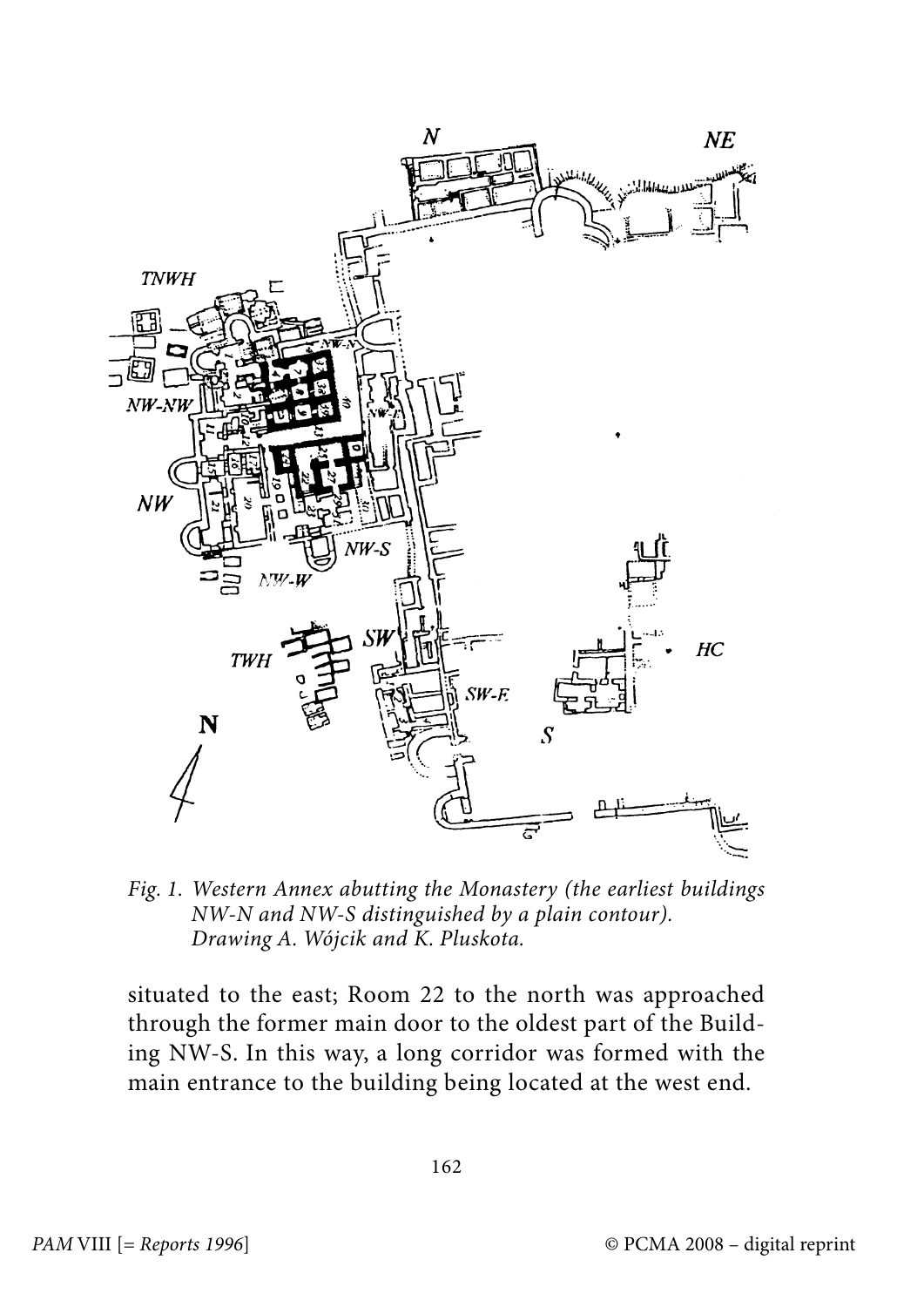*Fig. 1. Western Annex abutting the Monastery (the earliest buildings NW-N and NW-S distinguished by a plain contour). Drawing A. Wójcik and K. Pluskota.*

situated to the east; Room 22 to the north was approached through the former main door to the oldest part of the Building NW-S. In this way, a long corridor was formed with the main entrance to the building being located at the west end.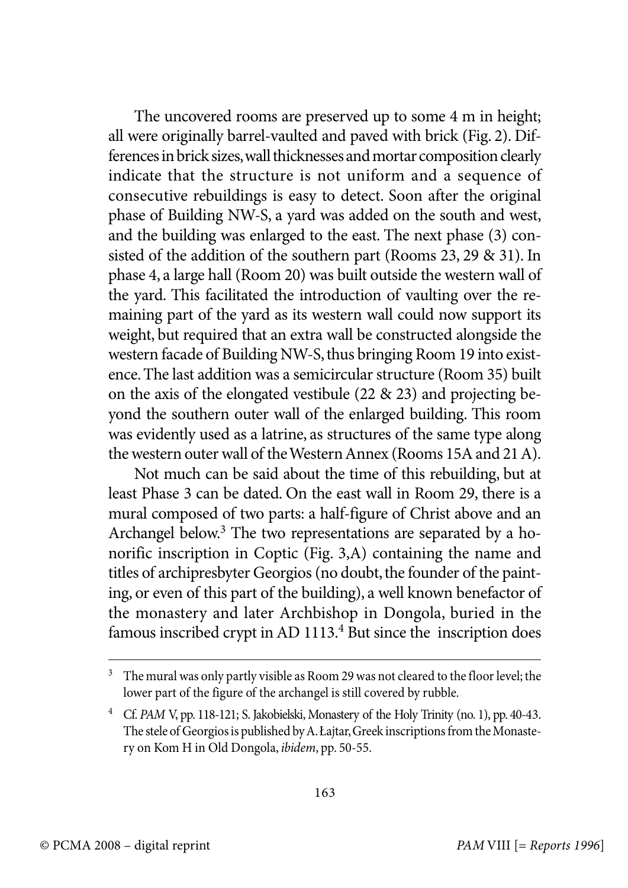The uncovered rooms are preserved up to some 4 m in height; all were originally barrel-vaulted and paved with brick (Fig. 2). Differences in brick sizes, wall thicknesses and mortar composition clearly indicate that the structure is not uniform and a sequence of consecutive rebuildings is easy to detect. Soon after the original phase of Building NW-S, a yard was added on the south and west, and the building was enlarged to the east. The next phase (3) consisted of the addition of the southern part (Rooms 23, 29 & 31). In phase 4, a large hall (Room 20) was built outside the western wall of the yard. This facilitated the introduction of vaulting over the remaining part of the yard as its western wall could now support its weight, but required that an extra wall be constructed alongside the western facade of Building NW-S, thus bringing Room 19 into existence. The last addition was a semicircular structure (Room 35) built on the axis of the elongated vestibule (22 & 23) and projecting beyond the southern outer wall of the enlarged building. This room was evidently used as a latrine, as structures of the same type along the western outer wall of the Western Annex (Rooms 15A and 21 A).

Not much can be said about the time of this rebuilding, but at least Phase 3 can be dated. On the east wall in Room 29, there is a mural composed of two parts: a half-figure of Christ above and an Archangel below.[3] The two representations are separated by a honorific inscription in Coptic (Fig. 3,A) containing the name and titles of archipresbyter Georgios (no doubt, the founder of the painting, or even of this part of the building), a well known benefactor of the monastery and later Archbishop in Dongola, buried in the famous inscribed crypt in AD 1113.[4] But since the inscription does

---

[3] The mural was only partly visible as Room 29 was not cleared to the floor level; the lower part of the figure of the archangel is still covered by rubble.

[4] Cf. *PAM* V, pp. 118-121; S. Jakobielski, Monastery of the Holy Trinity (no. 1), pp. 40-43. The stele of Georgios is published by A. Łajtar, Greek inscriptions from the Monastery on Kom H in Old Dongola, *ibidem*, pp. 50-55.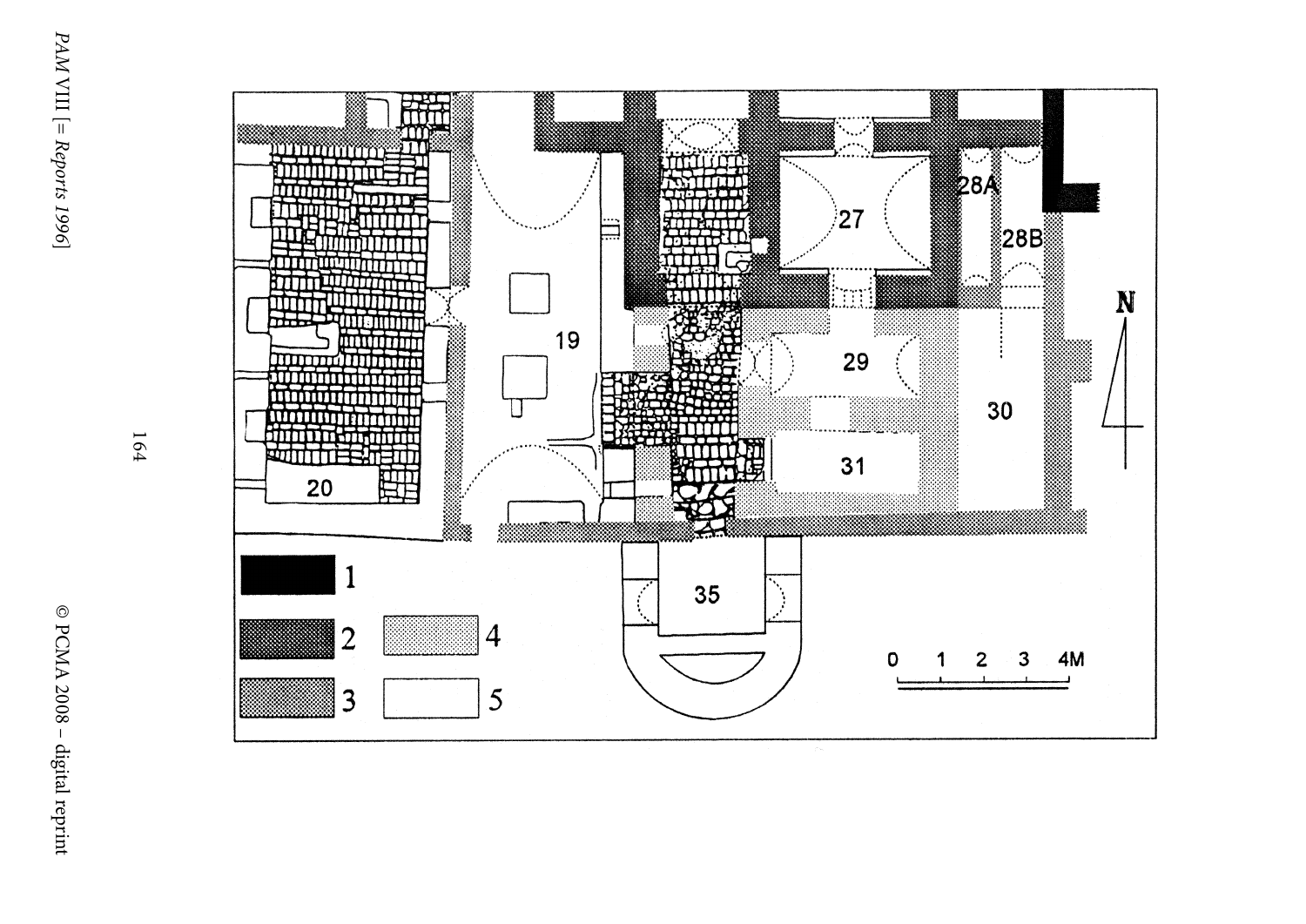20

19

27

28A

28B

29

30

31

35

N

1

2

3

4

5

0 1 2 3 4M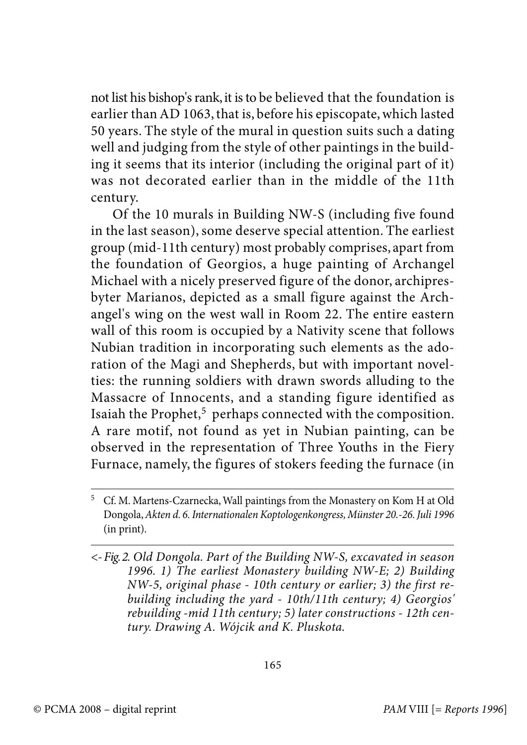not list his bishop's rank, it is to be believed that the foundation is earlier than AD 1063, that is, before his episcopate, which lasted 50 years. The style of the mural in question suits such a dating well and judging from the style of other paintings in the building it seems that its interior (including the original part of it) was not decorated earlier than in the middle of the 11th century.

Of the 10 murals in Building NW-S (including five found in the last season), some deserve special attention. The earliest group (mid-11th century) most probably comprises, apart from the foundation of Georgios, a huge painting of Archangel Michael with a nicely preserved figure of the donor, archipresbyter Marianos, depicted as a small figure against the Archangel's wing on the west wall in Room 22. The entire eastern wall of this room is occupied by a Nativity scene that follows Nubian tradition in incorporating such elements as the adoration of the Magi and Shepherds, but with important novelties: the running soldiers with drawn swords alluding to the Massacre of Innocents, and a standing figure identified as Isaiah the Prophet,[5] perhaps connected with the composition. A rare motif, not found as yet in Nubian painting, can be observed in the representation of Three Youths in the Fiery Furnace, namely, the figures of stokers feeding the furnace (in

[5] Cf. M. Martens-Czarnecka, Wall paintings from the Monastery on Kom H at Old Dongola, *Akten d. 6. Internationalen Koptologenkongress, Münster 20.-26. Juli 1996* (in print).

*<- Fig. 2. Old Dongola. Part of the Building NW-S, excavated in season 1996. 1) The earliest Monastery building NW-E; 2) Building NW-5, original phase - 10th century or earlier; 3) the first rebuilding including the yard - 10th/11th century; 4) Georgios' rebuilding -mid 11th century; 5) later constructions - 12th century. Drawing A. Wójcik and K. Pluskota.*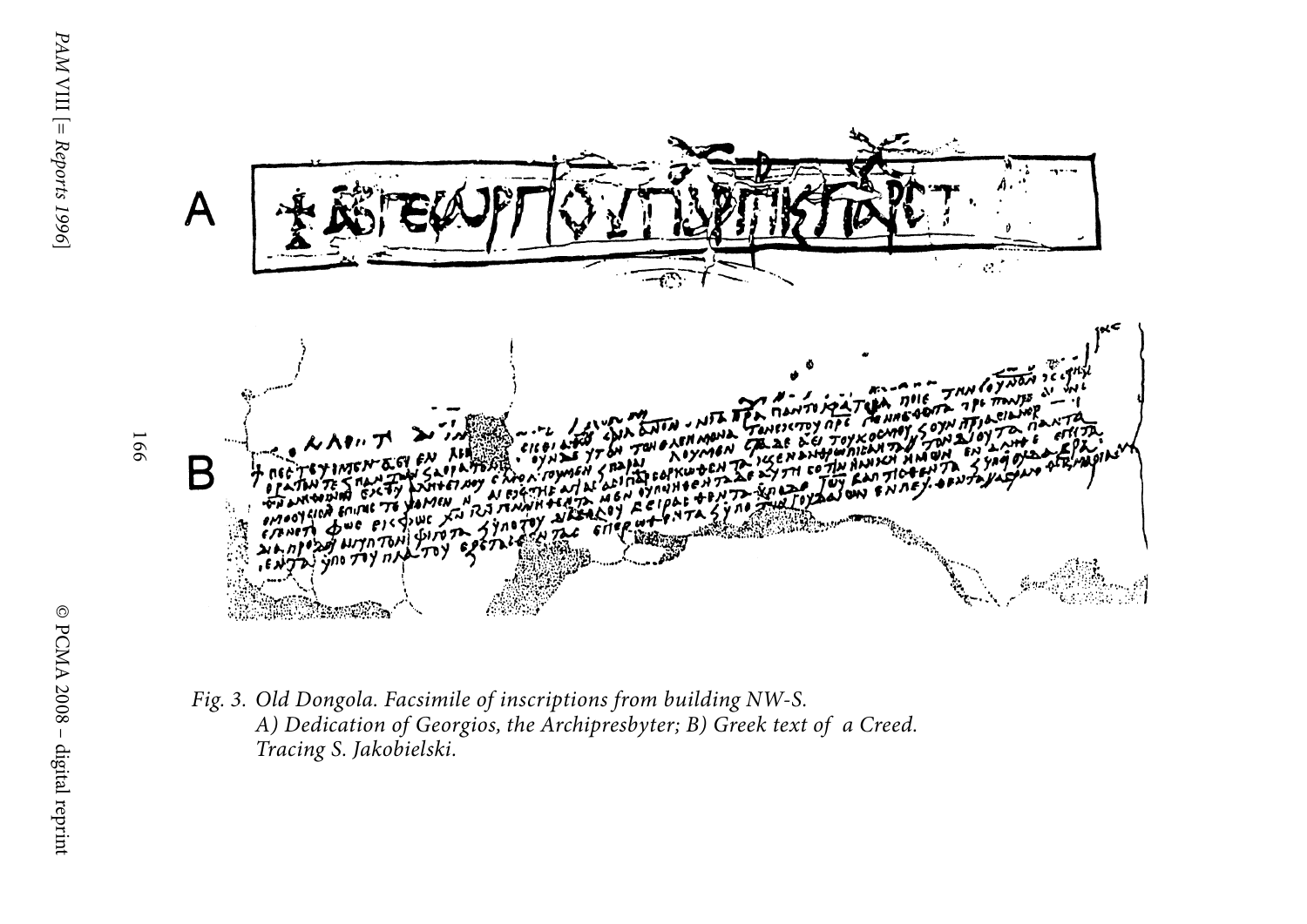A

B

*Fig. 3. Old Dongola. Facsimile of inscriptions from building NW-S.*
*A) Dedication of Georgios, the Archipresbyter; B) Greek text of a Creed.*
*Tracing S. Jakobielski.*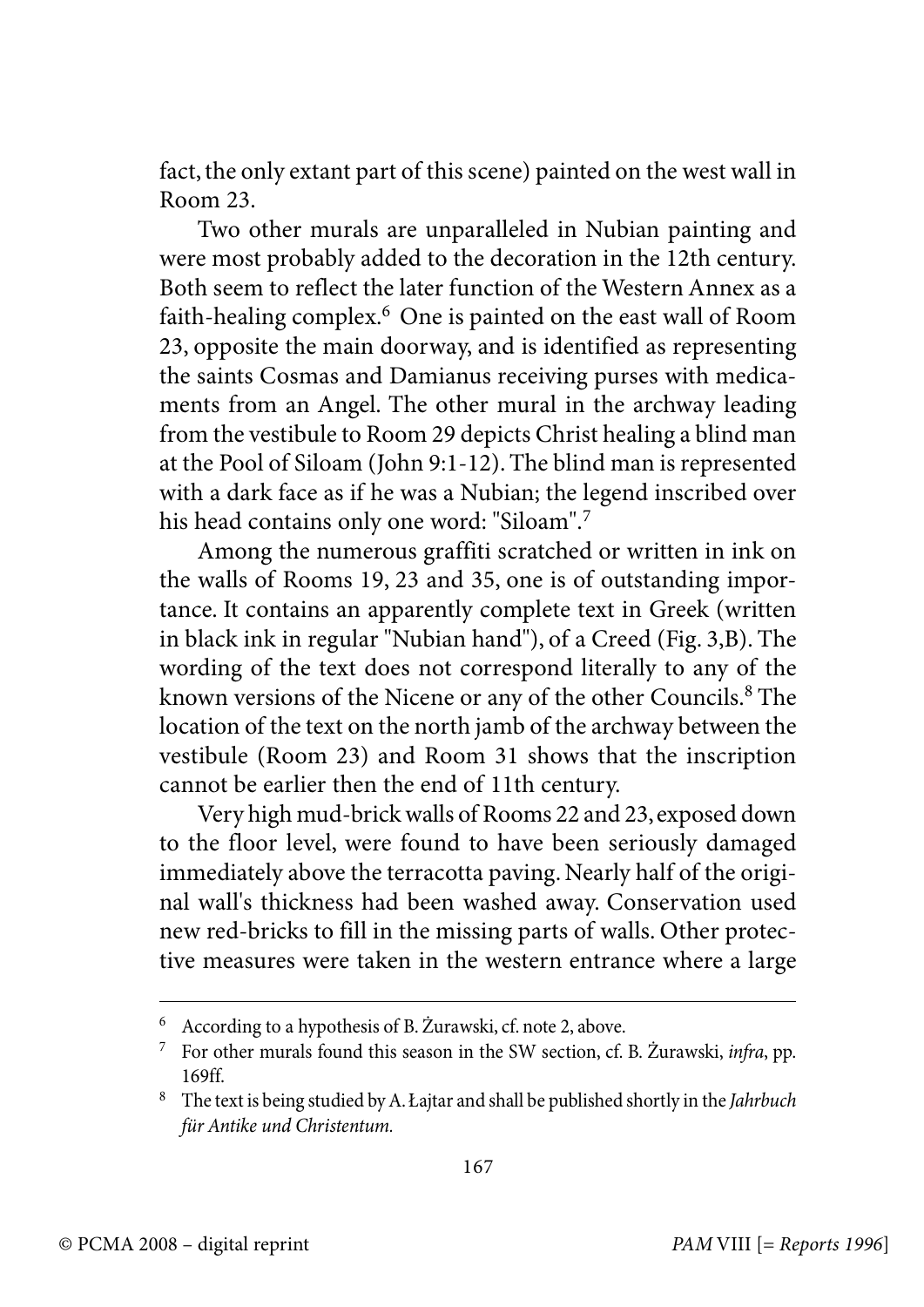fact, the only extant part of this scene) painted on the west wall in Room 23.

Two other murals are unparalleled in Nubian painting and were most probably added to the decoration in the 12th century. Both seem to reflect the later function of the Western Annex as a faith-healing complex.[6] One is painted on the east wall of Room 23, opposite the main doorway, and is identified as representing the saints Cosmas and Damianus receiving purses with medicaments from an Angel. The other mural in the archway leading from the vestibule to Room 29 depicts Christ healing a blind man at the Pool of Siloam (John 9:1-12). The blind man is represented with a dark face as if he was a Nubian; the legend inscribed over his head contains only one word: "Siloam".[7]

Among the numerous graffiti scratched or written in ink on the walls of Rooms 19, 23 and 35, one is of outstanding importance. It contains an apparently complete text in Greek (written in black ink in regular "Nubian hand"), of a Creed (Fig. 3,B). The wording of the text does not correspond literally to any of the known versions of the Nicene or any of the other Councils.[8] The location of the text on the north jamb of the archway between the vestibule (Room 23) and Room 31 shows that the inscription cannot be earlier then the end of 11th century.

Very high mud-brick walls of Rooms 22 and 23, exposed down to the floor level, were found to have been seriously damaged immediately above the terracotta paving. Nearly half of the original wall's thickness had been washed away. Conservation used new red-bricks to fill in the missing parts of walls. Other protective measures were taken in the western entrance where a large

---

[6] According to a hypothesis of B. Żurawski, cf. note 2, above.

[7] For other murals found this season in the SW section, cf. B. Żurawski, *infra*, pp. 169ff.

[8] The text is being studied by A. Łajtar and shall be published shortly in the *Jahrbuch für Antike und Christentum.*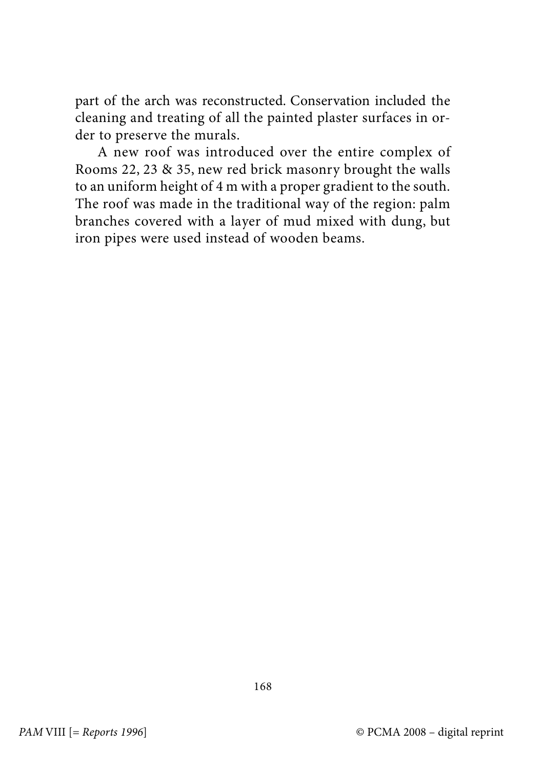part of the arch was reconstructed. Conservation included the cleaning and treating of all the painted plaster surfaces in order to preserve the murals.

A new roof was introduced over the entire complex of Rooms 22, 23 & 35, new red brick masonry brought the walls to an uniform height of 4 m with a proper gradient to the south. The roof was made in the traditional way of the region: palm branches covered with a layer of mud mixed with dung, but iron pipes were used instead of wooden beams.